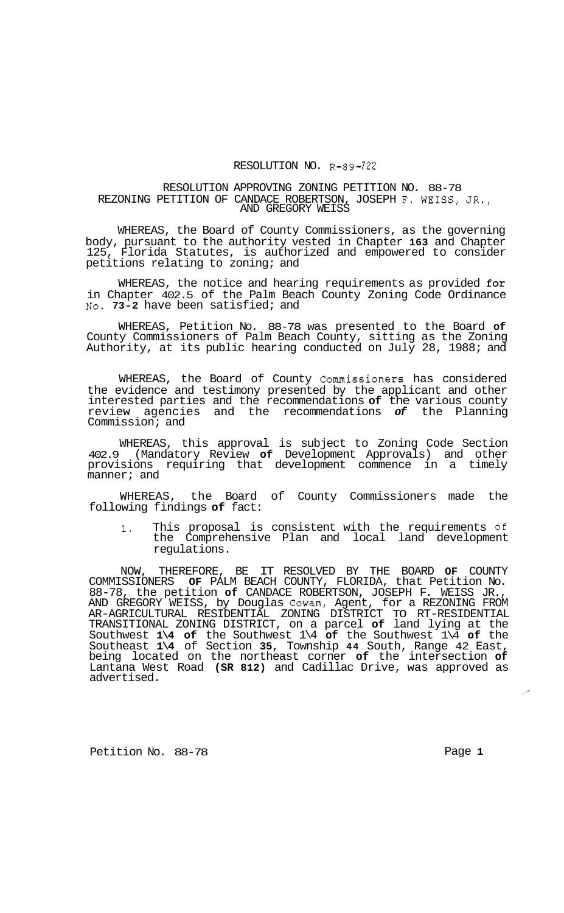RESOLUTION NO. R-89-722

RESOLUTION APPROVING ZONING PETITION NO. 88-78
REZONING PETITION OF CANDACE ROBERTSON, JOSEPH F. WEISS, JR., AND GREGORY WEISS

WHEREAS, the Board of County Commissioners, as the governing body, pursuant to the authority vested in Chapter **163** and Chapter 125, Florida Statutes, is authorized and empowered to consider petitions relating to zoning; and

WHEREAS, the notice and hearing requirements as provided **for** in Chapter 402.5 of the Palm Beach County Zoning Code Ordinance No. **73-2** have been satisfied; and

WHEREAS, Petition No. 88-78 was presented to the Board **of** County Commissioners of Palm Beach County, sitting as the Zoning Authority, at its public hearing conducted on July 28, 1988; and

WHEREAS, the Board of County Commissioners has considered the evidence and testimony presented by the applicant and other interested parties and the recommendations **of** the various county review agencies and the recommendations ***of*** the Planning Commission; and

WHEREAS, this approval is subject to Zoning Code Section 402.9 (Mandatory Review **of** Development Approvals) and other provisions requiring that development commence in a timely manner; and

WHEREAS, the Board of County Commissioners made the following findings **of** fact:

1. This proposal is consistent with the requirements of the Comprehensive Plan and local land development regulations.

NOW, THEREFORE, BE IT RESOLVED BY THE BOARD **OF** COUNTY COMMISSIONERS **OF** PALM BEACH COUNTY, FLORIDA, that Petition No. 88-78, the petition **of** CANDACE ROBERTSON, JOSEPH F. WEISS JR., AND GREGORY WEISS, by Douglas Cowan, Agent, for a REZONING FROM AR-AGRICULTURAL RESIDENTIAL ZONING DISTRICT TO RT-RESIDENTIAL TRANSITIONAL ZONING DISTRICT, on a parcel **of** land lying at the Southwest **1\4** **of** the Southwest 1\4 **of** the Southwest 1\4 **of** the Southeast **1\4** of Section **35**, Township **44** South, Range 42 East, being located on the northeast corner **of** the intersection **of** Lantana West Road **(SR 812)** and Cadillac Drive, was approved as advertised.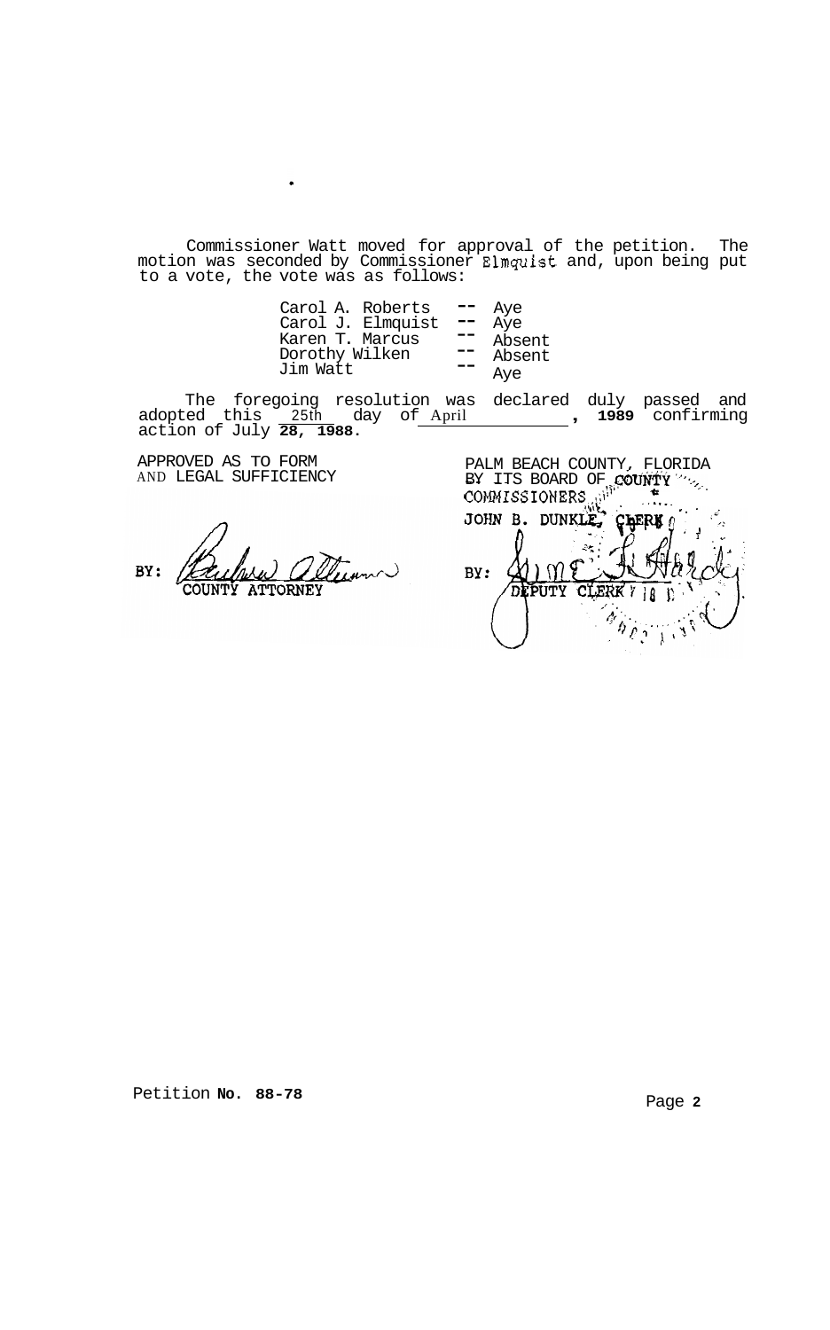Commissioner Watt moved for approval of the petition. The motion was seconded by Commissioner Elmquist and, upon being put to a vote, the vote was as follows:

| | | |
|---|---|---|
| Carol A. Roberts | -- | Aye |
| Carol J. Elmquist | -- | Aye |
| Karen T. Marcus | -- | Absent |
| Dorothy Wilken | -- | Absent |
| Jim Watt | -- | Aye |

The foregoing resolution was declared duly passed and adopted this 25th day of April, 1989 confirming action of July 28, 1988.

APPROVED AS TO FORM AND LEGAL SUFFICIENCY

BY: COUNTY ATTORNEY

PALM BEACH COUNTY, FLORIDA BY ITS BOARD OF COUNTY COMMISSIONERS

JOHN B. DUNKLE, CLERK

BY: DEPUTY CLERK

Petition No. 88-78